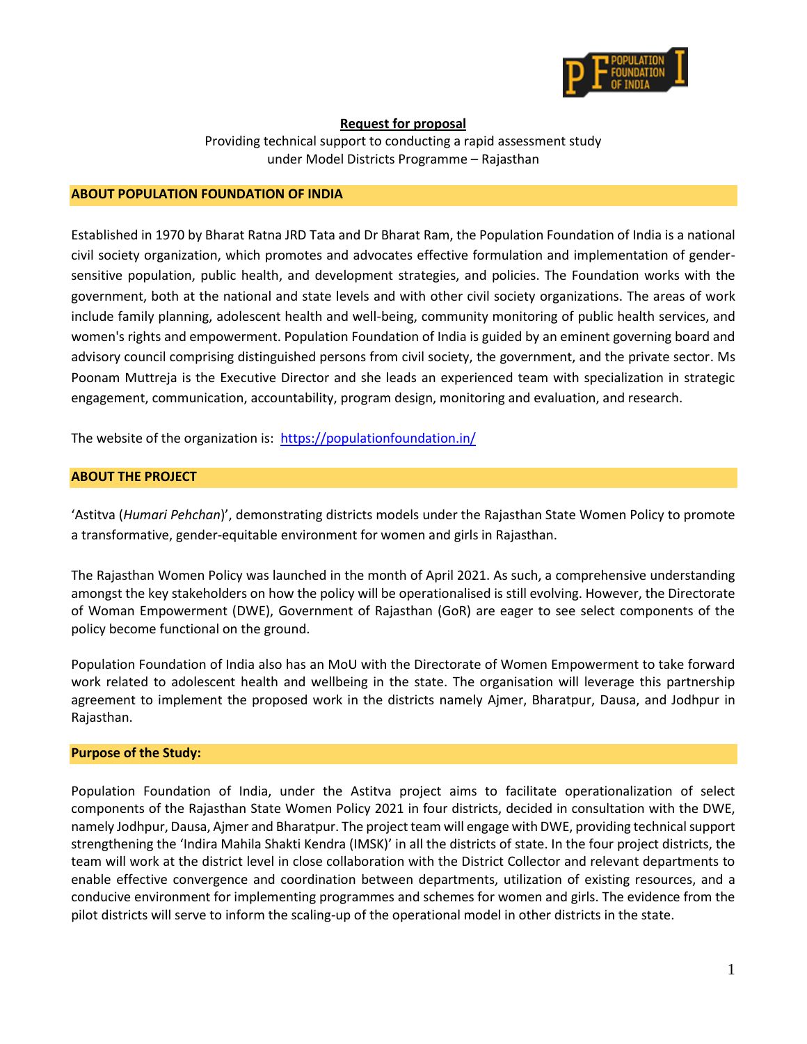**Request for proposal**

Providing technical support to conducting a rapid assessment study under Model Districts Programme – Rajasthan

## ABOUT POPULATION FOUNDATION OF INDIA

Established in 1970 by Bharat Ratna JRD Tata and Dr Bharat Ram, the Population Foundation of India is a national civil society organization, which promotes and advocates effective formulation and implementation of gender-sensitive population, public health, and development strategies, and policies. The Foundation works with the government, both at the national and state levels and with other civil society organizations. The areas of work include family planning, adolescent health and well-being, community monitoring of public health services, and women's rights and empowerment. Population Foundation of India is guided by an eminent governing board and advisory council comprising distinguished persons from civil society, the government, and the private sector. Ms Poonam Muttreja is the Executive Director and she leads an experienced team with specialization in strategic engagement, communication, accountability, program design, monitoring and evaluation, and research.

The website of the organization is: [https://populationfoundation.in/](https://populationfoundation.in/)

## ABOUT THE PROJECT

'Astitva (*Humari Pehchan*)', demonstrating districts models under the Rajasthan State Women Policy to promote a transformative, gender-equitable environment for women and girls in Rajasthan.

The Rajasthan Women Policy was launched in the month of April 2021. As such, a comprehensive understanding amongst the key stakeholders on how the policy will be operationalised is still evolving. However, the Directorate of Woman Empowerment (DWE), Government of Rajasthan (GoR) are eager to see select components of the policy become functional on the ground.

Population Foundation of India also has an MoU with the Directorate of Women Empowerment to take forward work related to adolescent health and wellbeing in the state. The organisation will leverage this partnership agreement to implement the proposed work in the districts namely Ajmer, Bharatpur, Dausa, and Jodhpur in Rajasthan.

## Purpose of the Study:

Population Foundation of India, under the Astitva project aims to facilitate operationalization of select components of the Rajasthan State Women Policy 2021 in four districts, decided in consultation with the DWE, namely Jodhpur, Dausa, Ajmer and Bharatpur. The project team will engage with DWE, providing technical support strengthening the 'Indira Mahila Shakti Kendra (IMSK)' in all the districts of state. In the four project districts, the team will work at the district level in close collaboration with the District Collector and relevant departments to enable effective convergence and coordination between departments, utilization of existing resources, and a conducive environment for implementing programmes and schemes for women and girls. The evidence from the pilot districts will serve to inform the scaling-up of the operational model in other districts in the state.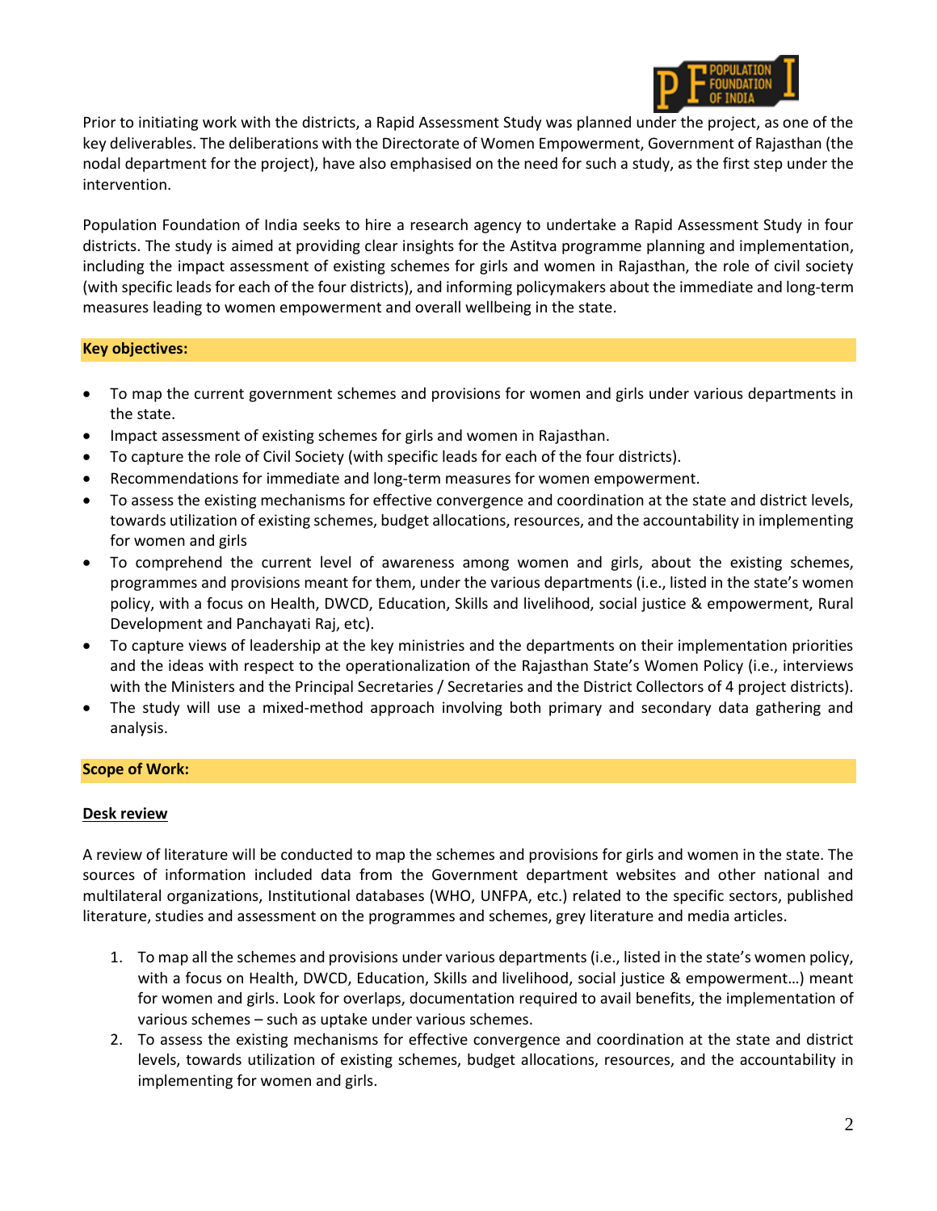Prior to initiating work with the districts, a Rapid Assessment Study was planned under the project, as one of the key deliverables. The deliberations with the Directorate of Women Empowerment, Government of Rajasthan (the nodal department for the project), have also emphasised on the need for such a study, as the first step under the intervention.

Population Foundation of India seeks to hire a research agency to undertake a Rapid Assessment Study in four districts. The study is aimed at providing clear insights for the Astitva programme planning and implementation, including the impact assessment of existing schemes for girls and women in Rajasthan, the role of civil society (with specific leads for each of the four districts), and informing policymakers about the immediate and long-term measures leading to women empowerment and overall wellbeing in the state.

**Key objectives:**

- To map the current government schemes and provisions for women and girls under various departments in the state.
- Impact assessment of existing schemes for girls and women in Rajasthan.
- To capture the role of Civil Society (with specific leads for each of the four districts).
- Recommendations for immediate and long-term measures for women empowerment.
- To assess the existing mechanisms for effective convergence and coordination at the state and district levels, towards utilization of existing schemes, budget allocations, resources, and the accountability in implementing for women and girls
- To comprehend the current level of awareness among women and girls, about the existing schemes, programmes and provisions meant for them, under the various departments (i.e., listed in the state's women policy, with a focus on Health, DWCD, Education, Skills and livelihood, social justice & empowerment, Rural Development and Panchayati Raj, etc).
- To capture views of leadership at the key ministries and the departments on their implementation priorities and the ideas with respect to the operationalization of the Rajasthan State's Women Policy (i.e., interviews with the Ministers and the Principal Secretaries / Secretaries and the District Collectors of 4 project districts).
- The study will use a mixed-method approach involving both primary and secondary data gathering and analysis.

**Scope of Work:**

**Desk review**

A review of literature will be conducted to map the schemes and provisions for girls and women in the state. The sources of information included data from the Government department websites and other national and multilateral organizations, Institutional databases (WHO, UNFPA, etc.) related to the specific sectors, published literature, studies and assessment on the programmes and schemes, grey literature and media articles.

1. To map all the schemes and provisions under various departments (i.e., listed in the state's women policy, with a focus on Health, DWCD, Education, Skills and livelihood, social justice & empowerment…) meant for women and girls. Look for overlaps, documentation required to avail benefits, the implementation of various schemes – such as uptake under various schemes.
2. To assess the existing mechanisms for effective convergence and coordination at the state and district levels, towards utilization of existing schemes, budget allocations, resources, and the accountability in implementing for women and girls.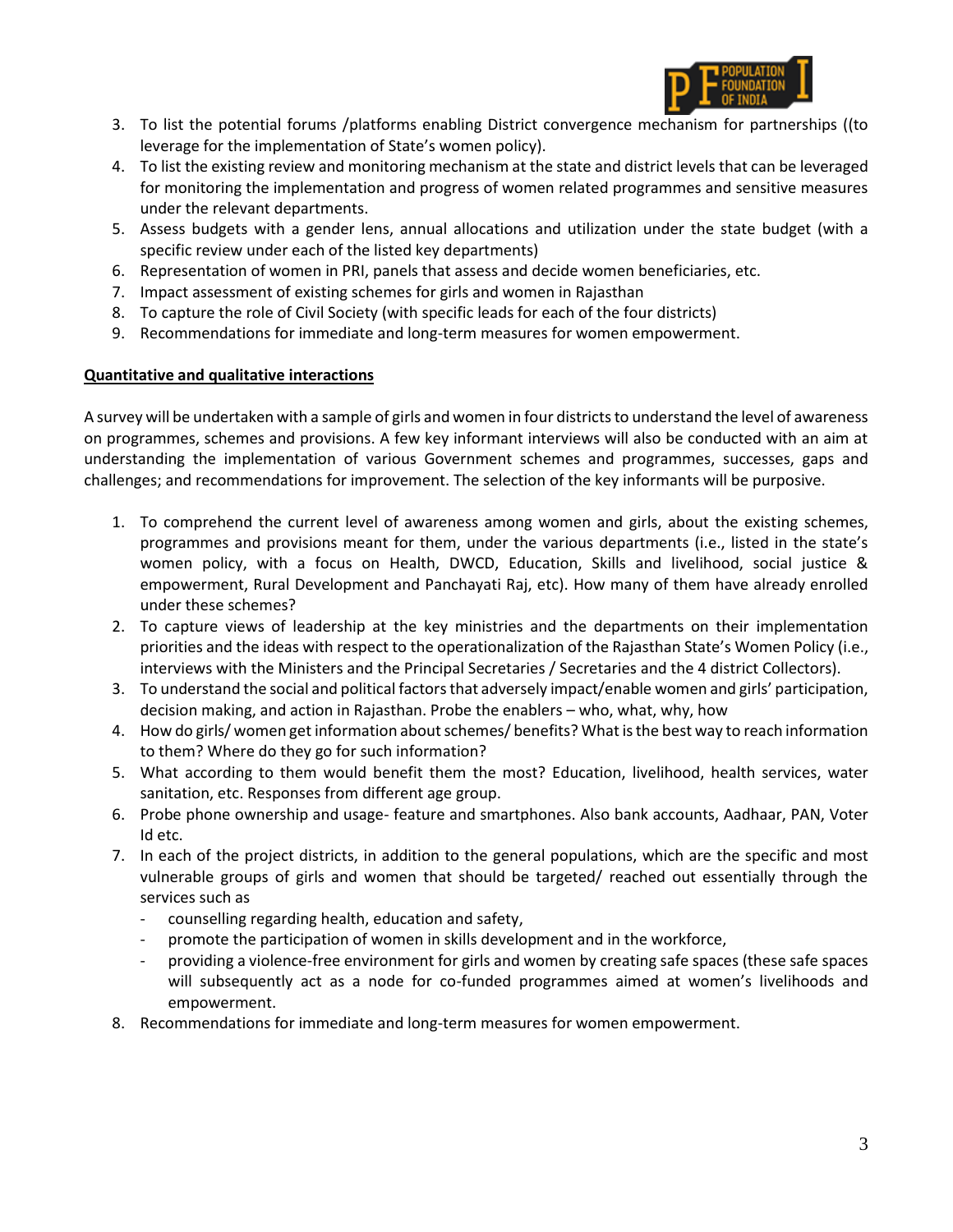3. To list the potential forums /platforms enabling District convergence mechanism for partnerships ((to leverage for the implementation of State's women policy).
4. To list the existing review and monitoring mechanism at the state and district levels that can be leveraged for monitoring the implementation and progress of women related programmes and sensitive measures under the relevant departments.
5. Assess budgets with a gender lens, annual allocations and utilization under the state budget (with a specific review under each of the listed key departments)
6. Representation of women in PRI, panels that assess and decide women beneficiaries, etc.
7. Impact assessment of existing schemes for girls and women in Rajasthan
8. To capture the role of Civil Society (with specific leads for each of the four districts)
9. Recommendations for immediate and long-term measures for women empowerment.

**Quantitative and qualitative interactions**

A survey will be undertaken with a sample of girls and women in four districts to understand the level of awareness on programmes, schemes and provisions. A few key informant interviews will also be conducted with an aim at understanding the implementation of various Government schemes and programmes, successes, gaps and challenges; and recommendations for improvement. The selection of the key informants will be purposive.

1. To comprehend the current level of awareness among women and girls, about the existing schemes, programmes and provisions meant for them, under the various departments (i.e., listed in the state's women policy, with a focus on Health, DWCD, Education, Skills and livelihood, social justice & empowerment, Rural Development and Panchayati Raj, etc). How many of them have already enrolled under these schemes?
2. To capture views of leadership at the key ministries and the departments on their implementation priorities and the ideas with respect to the operationalization of the Rajasthan State's Women Policy (i.e., interviews with the Ministers and the Principal Secretaries / Secretaries and the 4 district Collectors).
3. To understand the social and political factors that adversely impact/enable women and girls' participation, decision making, and action in Rajasthan. Probe the enablers – who, what, why, how
4. How do girls/ women get information about schemes/ benefits? What is the best way to reach information to them? Where do they go for such information?
5. What according to them would benefit them the most? Education, livelihood, health services, water sanitation, etc. Responses from different age group.
6. Probe phone ownership and usage- feature and smartphones. Also bank accounts, Aadhaar, PAN, Voter Id etc.
7. In each of the project districts, in addition to the general populations, which are the specific and most vulnerable groups of girls and women that should be targeted/ reached out essentially through the services such as
   - counselling regarding health, education and safety,
   - promote the participation of women in skills development and in the workforce,
   - providing a violence-free environment for girls and women by creating safe spaces (these safe spaces will subsequently act as a node for co-funded programmes aimed at women's livelihoods and empowerment.
8. Recommendations for immediate and long-term measures for women empowerment.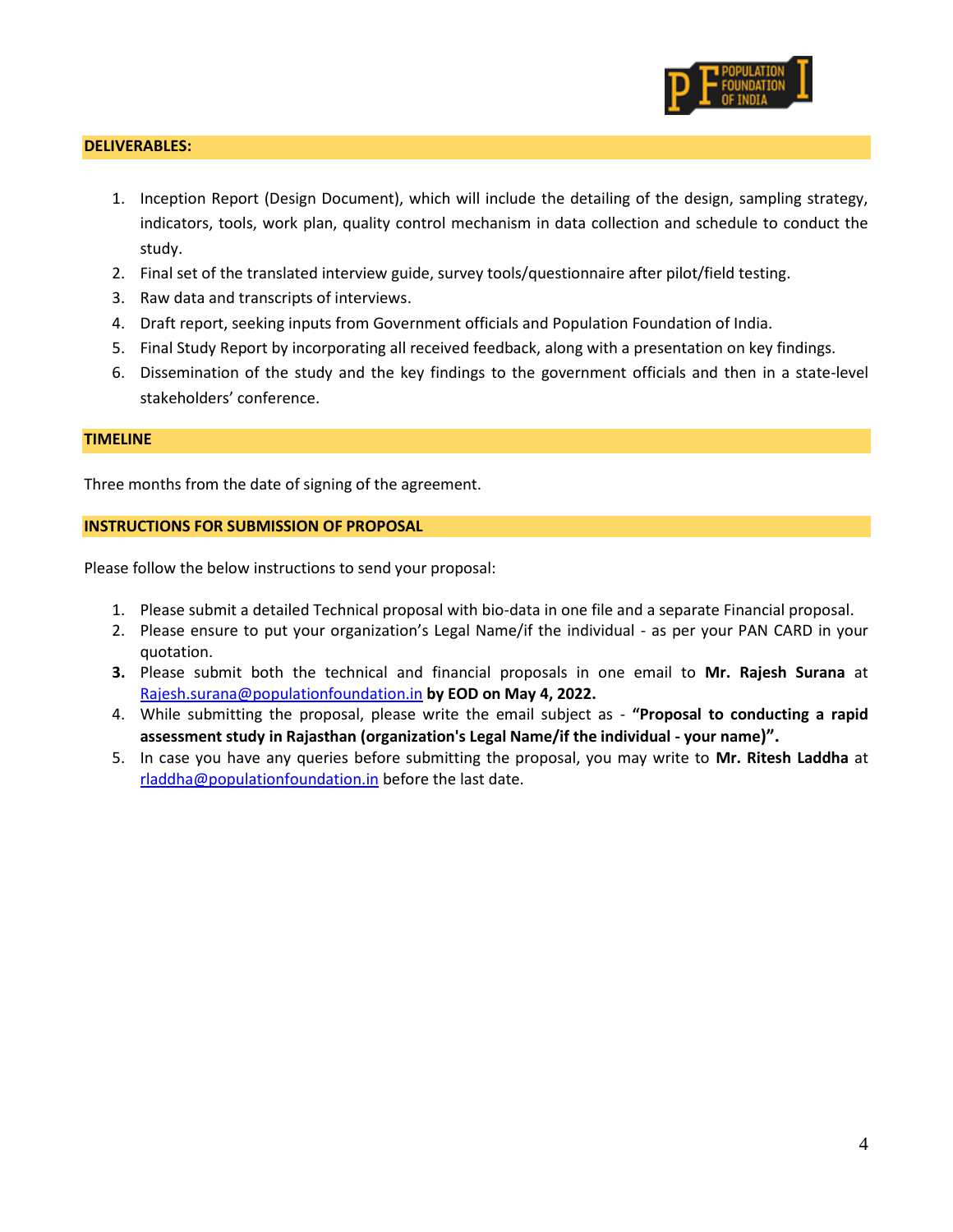## DELIVERABLES:

1. Inception Report (Design Document), which will include the detailing of the design, sampling strategy, indicators, tools, work plan, quality control mechanism in data collection and schedule to conduct the study.
2. Final set of the translated interview guide, survey tools/questionnaire after pilot/field testing.
3. Raw data and transcripts of interviews.
4. Draft report, seeking inputs from Government officials and Population Foundation of India.
5. Final Study Report by incorporating all received feedback, along with a presentation on key findings.
6. Dissemination of the study and the key findings to the government officials and then in a state-level stakeholders' conference.

## TIMELINE

Three months from the date of signing of the agreement.

## INSTRUCTIONS FOR SUBMISSION OF PROPOSAL

Please follow the below instructions to send your proposal:

1. Please submit a detailed Technical proposal with bio-data in one file and a separate Financial proposal.
2. Please ensure to put your organization's Legal Name/if the individual - as per your PAN CARD in your quotation.
3. Please submit both the technical and financial proposals in one email to **Mr. Rajesh Surana** at Rajesh.surana@populationfoundation.in **by EOD on May 4, 2022.**
4. While submitting the proposal, please write the email subject as - **"Proposal to conducting a rapid assessment study in Rajasthan (organization's Legal Name/if the individual - your name)".**
5. In case you have any queries before submitting the proposal, you may write to **Mr. Ritesh Laddha** at rladdha@populationfoundation.in before the last date.